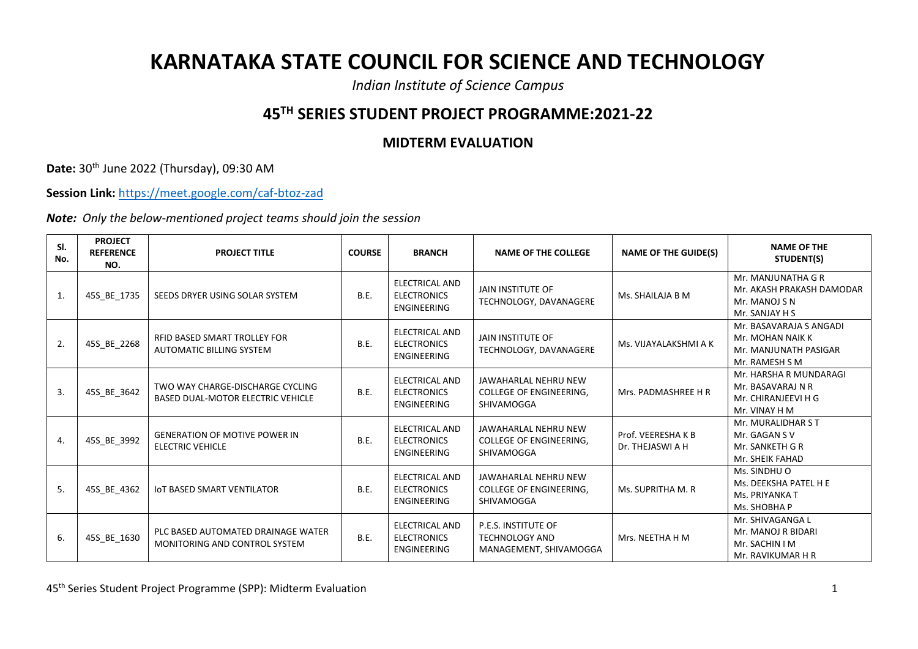# KARNATAKA STATE COUNCIL FOR SCIENCE AND TECHNOLOGY

*Indian Institute of Science Campus*

## 45TH SERIES STUDENT PROJECT PROGRAMME:2021-22

### MIDTERM EVALUATION

**Date:** 30th June 2022 (Thursday), 09:30 AM

**Session Link:** https://meet.google.com/caf-btoz-zad

***Note:*** *Only the below-mentioned project teams should join the session*

| Sl. No. | PROJECT REFERENCE NO. | PROJECT TITLE | COURSE | BRANCH | NAME OF THE COLLEGE | NAME OF THE GUIDE(S) | NAME OF THE STUDENT(S) |
|---|---|---|---|---|---|---|---|
| 1. | 45S_BE_1735 | SEEDS DRYER USING SOLAR SYSTEM | B.E. | ELECTRICAL AND ELECTRONICS ENGINEERING | JAIN INSTITUTE OF TECHNOLOGY, DAVANAGERE | Ms. SHAILAJA B M | Mr. MANJUNATHA G R<br>Mr. AKASH PRAKASH DAMODAR<br>Mr. MANOJ S N<br>Mr. SANJAY H S |
| 2. | 45S_BE_2268 | RFID BASED SMART TROLLEY FOR AUTOMATIC BILLING SYSTEM | B.E. | ELECTRICAL AND ELECTRONICS ENGINEERING | JAIN INSTITUTE OF TECHNOLOGY, DAVANAGERE | Ms. VIJAYALAKSHMI A K | Mr. BASAVARAJA S ANGADI<br>Mr. MOHAN NAIK K<br>Mr. MANJUNATH PASIGAR<br>Mr. RAMESH S M |
| 3. | 45S_BE_3642 | TWO WAY CHARGE-DISCHARGE CYCLING BASED DUAL-MOTOR ELECTRIC VEHICLE | B.E. | ELECTRICAL AND ELECTRONICS ENGINEERING | JAWAHARLAL NEHRU NEW COLLEGE OF ENGINEERING, SHIVAMOGGA | Mrs. PADMASHREE H R | Mr. HARSHA R MUNDARAGI<br>Mr. BASAVARAJ N R<br>Mr. CHIRANJEEVI H G<br>Mr. VINAY H M |
| 4. | 45S_BE_3992 | GENERATION OF MOTIVE POWER IN ELECTRIC VEHICLE | B.E. | ELECTRICAL AND ELECTRONICS ENGINEERING | JAWAHARLAL NEHRU NEW COLLEGE OF ENGINEERING, SHIVAMOGGA | Prof. VEERESHA K B<br>Dr. THEJASWI A H | Mr. MURALIDHAR S T<br>Mr. GAGAN S V<br>Mr. SANKETH G R<br>Mr. SHEIK FAHAD |
| 5. | 45S_BE_4362 | IoT BASED SMART VENTILATOR | B.E. | ELECTRICAL AND ELECTRONICS ENGINEERING | JAWAHARLAL NEHRU NEW COLLEGE OF ENGINEERING, SHIVAMOGGA | Ms. SUPRITHA M. R | Ms. SINDHU O<br>Ms. DEEKSHA PATEL H E<br>Ms. PRIYANKA T<br>Ms. SHOBHA P |
| 6. | 45S_BE_1630 | PLC BASED AUTOMATED DRAINAGE WATER MONITORING AND CONTROL SYSTEM | B.E. | ELECTRICAL AND ELECTRONICS ENGINEERING | P.E.S. INSTITUTE OF TECHNOLOGY AND MANAGEMENT, SHIVAMOGGA | Mrs. NEETHA H M | Mr. SHIVAGANGA L<br>Mr. MANOJ R BIDARI<br>Mr. SACHIN I M<br>Mr. RAVIKUMAR H R |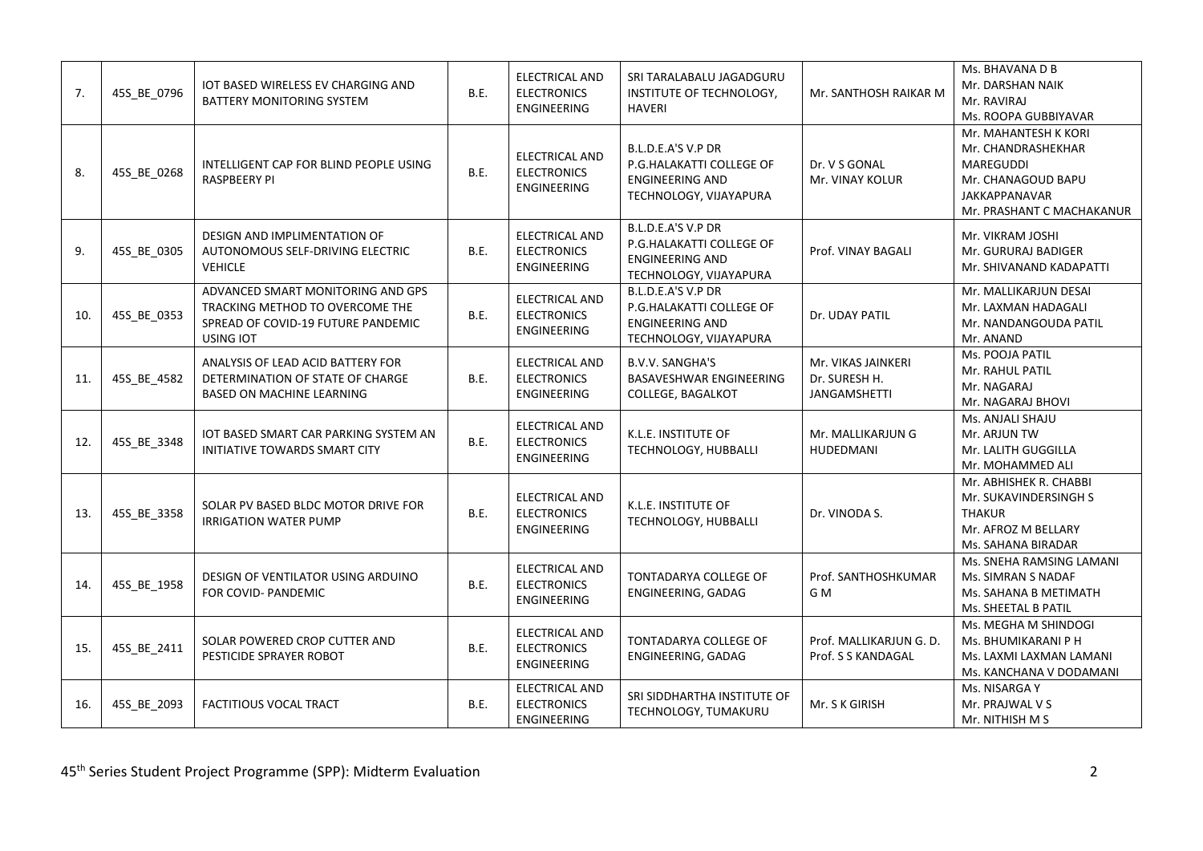| | | | | | | | |
|---|---|---|---|---|---|---|---|
| 7. | 45S_BE_0796 | IOT BASED WIRELESS EV CHARGING AND BATTERY MONITORING SYSTEM | B.E. | ELECTRICAL AND ELECTRONICS ENGINEERING | SRI TARALABALU JAGADGURU INSTITUTE OF TECHNOLOGY, HAVERI | Mr. SANTHOSH RAIKAR M | Ms. BHAVANA D B<br>Mr. DARSHAN NAIK<br>Mr. RAVIRAJ<br>Ms. ROOPA GUBBIYAVAR |
| 8. | 45S_BE_0268 | INTELLIGENT CAP FOR BLIND PEOPLE USING RASPBEERY PI | B.E. | ELECTRICAL AND ELECTRONICS ENGINEERING | B.L.D.E.A'S V.P DR P.G.HALAKATTI COLLEGE OF ENGINEERING AND TECHNOLOGY, VIJAYAPURA | Dr. V S GONAL<br>Mr. VINAY KOLUR | Mr. MAHANTESH K KORI<br>Mr. CHANDRASHEKHAR MAREGUDDI<br>Mr. CHANAGOUD BAPU JAKKAPPANAVAR<br>Mr. PRASHANT C MACHAKANUR |
| 9. | 45S_BE_0305 | DESIGN AND IMPLIMENTATION OF AUTONOMOUS SELF-DRIVING ELECTRIC VEHICLE | B.E. | ELECTRICAL AND ELECTRONICS ENGINEERING | B.L.D.E.A'S V.P DR P.G.HALAKATTI COLLEGE OF ENGINEERING AND TECHNOLOGY, VIJAYAPURA | Prof. VINAY BAGALI | Mr. VIKRAM JOSHI<br>Mr. GURURAJ BADIGER<br>Mr. SHIVANAND KADAPATTI |
| 10. | 45S_BE_0353 | ADVANCED SMART MONITORING AND GPS TRACKING METHOD TO OVERCOME THE SPREAD OF COVID-19 FUTURE PANDEMIC USING IOT | B.E. | ELECTRICAL AND ELECTRONICS ENGINEERING | B.L.D.E.A'S V.P DR P.G.HALAKATTI COLLEGE OF ENGINEERING AND TECHNOLOGY, VIJAYAPURA | Dr. UDAY PATIL | Mr. MALLIKARJUN DESAI<br>Mr. LAXMAN HADAGALI<br>Mr. NANDANGOUDA PATIL<br>Mr. ANAND |
| 11. | 45S_BE_4582 | ANALYSIS OF LEAD ACID BATTERY FOR DETERMINATION OF STATE OF CHARGE BASED ON MACHINE LEARNING | B.E. | ELECTRICAL AND ELECTRONICS ENGINEERING | B.V.V. SANGHA'S BASAVESHWAR ENGINEERING COLLEGE, BAGALKOT | Mr. VIKAS JAINKERI<br>Dr. SURESH H. JANGAMSHETTI | Ms. POOJA PATIL<br>Mr. RAHUL PATIL<br>Mr. NAGARAJ<br>Mr. NAGARAJ BHOVI |
| 12. | 45S_BE_3348 | IOT BASED SMART CAR PARKING SYSTEM AN INITIATIVE TOWARDS SMART CITY | B.E. | ELECTRICAL AND ELECTRONICS ENGINEERING | K.L.E. INSTITUTE OF TECHNOLOGY, HUBBALLI | Mr. MALLIKARJUN G HUDEDMANI | Ms. ANJALI SHAJU<br>Mr. ARJUN TW<br>Mr. LALITH GUGGILLA<br>Mr. MOHAMMED ALI |
| 13. | 45S_BE_3358 | SOLAR PV BASED BLDC MOTOR DRIVE FOR IRRIGATION WATER PUMP | B.E. | ELECTRICAL AND ELECTRONICS ENGINEERING | K.L.E. INSTITUTE OF TECHNOLOGY, HUBBALLI | Dr. VINODA S. | Mr. ABHISHEK R. CHABBI<br>Mr. SUKAVINDERSINGH S THAKUR<br>Mr. AFROZ M BELLARY<br>Ms. SAHANA BIRADAR |
| 14. | 45S_BE_1958 | DESIGN OF VENTILATOR USING ARDUINO FOR COVID- PANDEMIC | B.E. | ELECTRICAL AND ELECTRONICS ENGINEERING | TONTADARYA COLLEGE OF ENGINEERING, GADAG | Prof. SANTHOSHKUMAR G M | Ms. SNEHA RAMSING LAMANI<br>Ms. SIMRAN S NADAF<br>Ms. SAHANA B METIMATH<br>Ms. SHEETAL B PATIL |
| 15. | 45S_BE_2411 | SOLAR POWERED CROP CUTTER AND PESTICIDE SPRAYER ROBOT | B.E. | ELECTRICAL AND ELECTRONICS ENGINEERING | TONTADARYA COLLEGE OF ENGINEERING, GADAG | Prof. MALLIKARJUN G. D.<br>Prof. S S KANDAGAL | Ms. MEGHA M SHINDOGI<br>Ms. BHUMIKARANI P H<br>Ms. LAXMI LAXMAN LAMANI<br>Ms. KANCHANA V DODAMANI |
| 16. | 45S_BE_2093 | FACTITIOUS VOCAL TRACT | B.E. | ELECTRICAL AND ELECTRONICS ENGINEERING | SRI SIDDHARTHA INSTITUTE OF TECHNOLOGY, TUMAKURU | Mr. S K GIRISH | Ms. NISARGA Y<br>Mr. PRAJWAL V S<br>Mr. NITHISH M S |